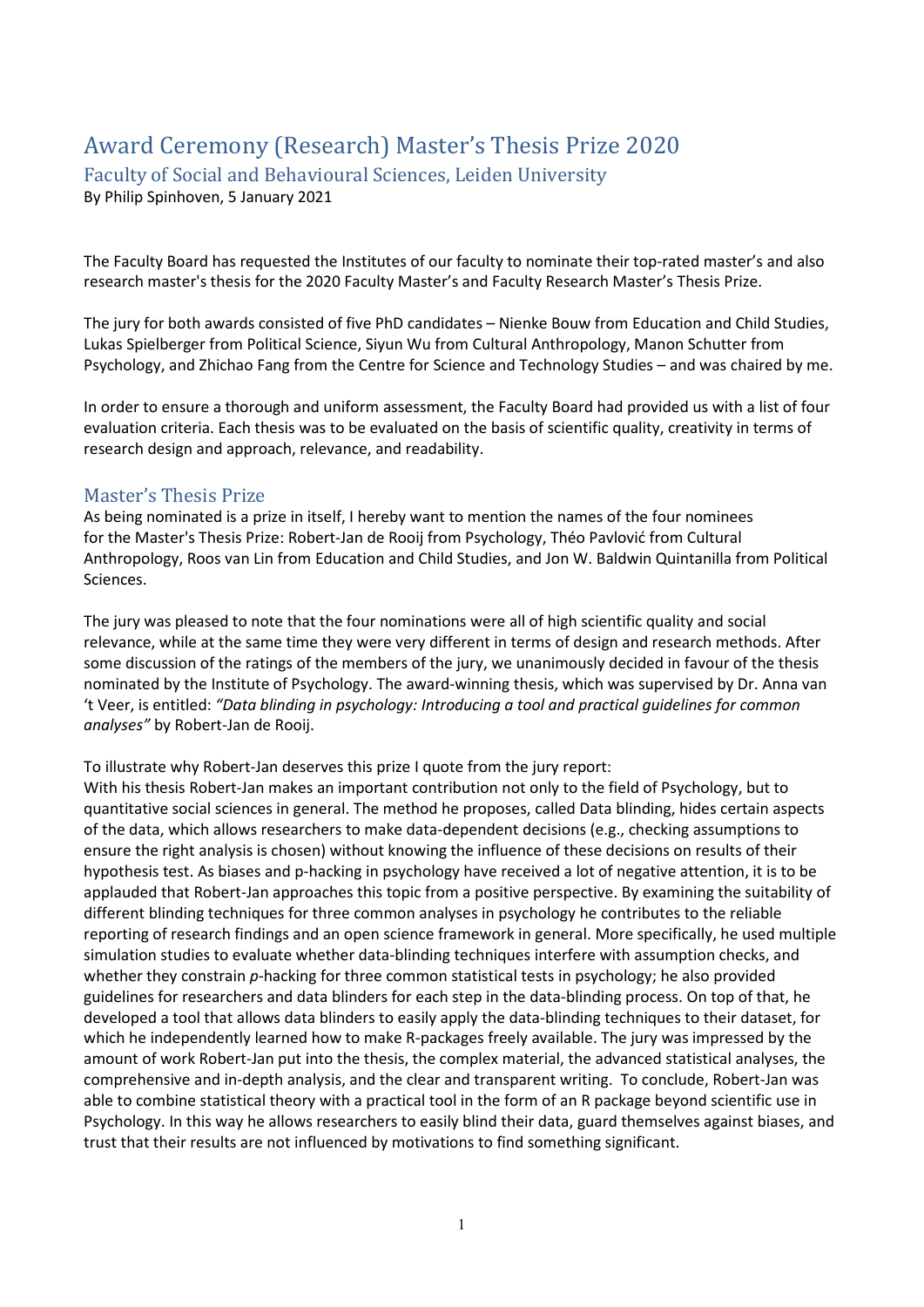# Award Ceremony (Research) Master's Thesis Prize 2020

## Faculty of Social and Behavioural Sciences, Leiden University

By Philip Spinhoven, 5 January 2021

The Faculty Board has requested the Institutes of our faculty to nominate their top-rated master's and also research master's thesis for the 2020 Faculty Master's and Faculty Research Master's Thesis Prize.

The jury for both awards consisted of five PhD candidates – Nienke Bouw from Education and Child Studies, Lukas Spielberger from Political Science, Siyun Wu from Cultural Anthropology, Manon Schutter from Psychology, and Zhichao Fang from the Centre for Science and Technology Studies – and was chaired by me.

In order to ensure a thorough and uniform assessment, the Faculty Board had provided us with a list of four evaluation criteria. Each thesis was to be evaluated on the basis of scientific quality, creativity in terms of research design and approach, relevance, and readability.

## Master's Thesis Prize

As being nominated is a prize in itself, I hereby want to mention the names of the four nominees for the Master's Thesis Prize: Robert-Jan de Rooij from Psychology, Théo Pavlović from Cultural Anthropology, Roos van Lin from Education and Child Studies, and Jon W. Baldwin Quintanilla from Political Sciences.

The jury was pleased to note that the four nominations were all of high scientific quality and social relevance, while at the same time they were very different in terms of design and research methods. After some discussion of the ratings of the members of the jury, we unanimously decided in favour of the thesis nominated by the Institute of Psychology. The award-winning thesis, which was supervised by Dr. Anna van 't Veer, is entitled: *"Data blinding in psychology: Introducing a tool and practical guidelines for common analyses"* by Robert-Jan de Rooij.

To illustrate why Robert-Jan deserves this prize I quote from the jury report:
With his thesis Robert-Jan makes an important contribution not only to the field of Psychology, but to quantitative social sciences in general. The method he proposes, called Data blinding, hides certain aspects of the data, which allows researchers to make data-dependent decisions (e.g., checking assumptions to ensure the right analysis is chosen) without knowing the influence of these decisions on results of their hypothesis test. As biases and p-hacking in psychology have received a lot of negative attention, it is to be applauded that Robert-Jan approaches this topic from a positive perspective. By examining the suitability of different blinding techniques for three common analyses in psychology he contributes to the reliable reporting of research findings and an open science framework in general. More specifically, he used multiple simulation studies to evaluate whether data-blinding techniques interfere with assumption checks, and whether they constrain *p*-hacking for three common statistical tests in psychology; he also provided guidelines for researchers and data blinders for each step in the data-blinding process. On top of that, he developed a tool that allows data blinders to easily apply the data-blinding techniques to their dataset, for which he independently learned how to make R-packages freely available. The jury was impressed by the amount of work Robert-Jan put into the thesis, the complex material, the advanced statistical analyses, the comprehensive and in-depth analysis, and the clear and transparent writing. To conclude, Robert-Jan was able to combine statistical theory with a practical tool in the form of an R package beyond scientific use in Psychology. In this way he allows researchers to easily blind their data, guard themselves against biases, and trust that their results are not influenced by motivations to find something significant.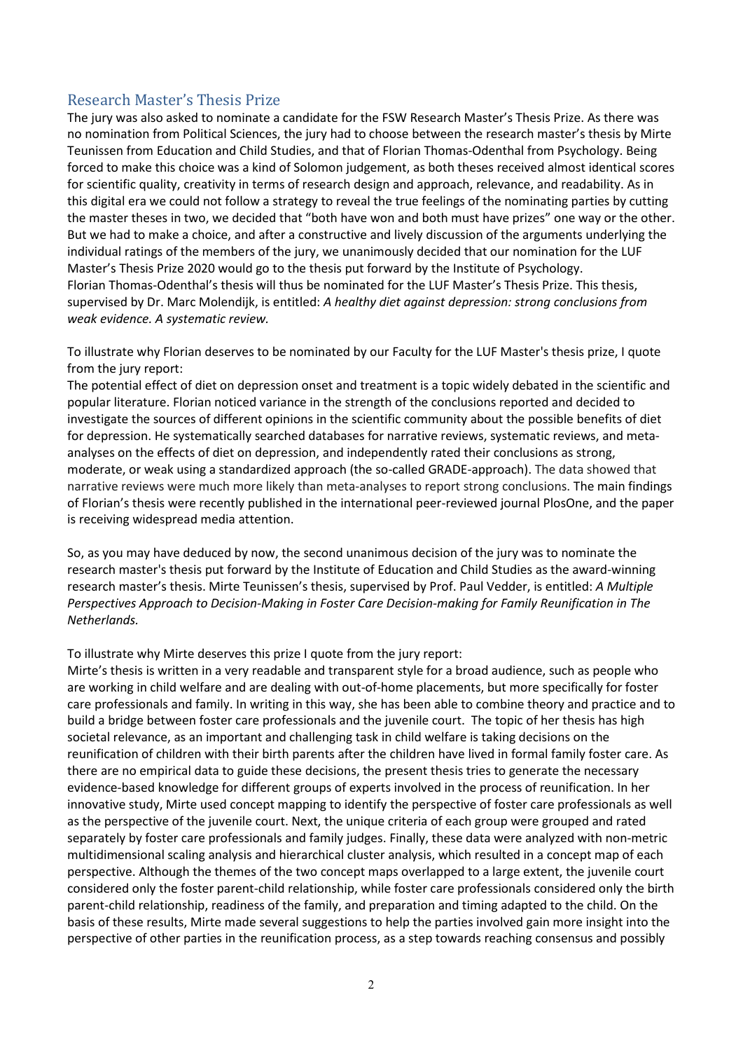## Research Master's Thesis Prize

The jury was also asked to nominate a candidate for the FSW Research Master's Thesis Prize. As there was no nomination from Political Sciences, the jury had to choose between the research master's thesis by Mirte Teunissen from Education and Child Studies, and that of Florian Thomas-Odenthal from Psychology. Being forced to make this choice was a kind of Solomon judgement, as both theses received almost identical scores for scientific quality, creativity in terms of research design and approach, relevance, and readability. As in this digital era we could not follow a strategy to reveal the true feelings of the nominating parties by cutting the master theses in two, we decided that "both have won and both must have prizes" one way or the other. But we had to make a choice, and after a constructive and lively discussion of the arguments underlying the individual ratings of the members of the jury, we unanimously decided that our nomination for the LUF Master's Thesis Prize 2020 would go to the thesis put forward by the Institute of Psychology.
Florian Thomas-Odenthal's thesis will thus be nominated for the LUF Master's Thesis Prize. This thesis, supervised by Dr. Marc Molendijk, is entitled: *A healthy diet against depression: strong conclusions from weak evidence. A systematic review.*

To illustrate why Florian deserves to be nominated by our Faculty for the LUF Master's thesis prize, I quote from the jury report:
The potential effect of diet on depression onset and treatment is a topic widely debated in the scientific and popular literature. Florian noticed variance in the strength of the conclusions reported and decided to investigate the sources of different opinions in the scientific community about the possible benefits of diet for depression. He systematically searched databases for narrative reviews, systematic reviews, and meta-analyses on the effects of diet on depression, and independently rated their conclusions as strong, moderate, or weak using a standardized approach (the so-called GRADE-approach). The data showed that narrative reviews were much more likely than meta-analyses to report strong conclusions. The main findings of Florian's thesis were recently published in the international peer-reviewed journal PlosOne, and the paper is receiving widespread media attention.

So, as you may have deduced by now, the second unanimous decision of the jury was to nominate the research master's thesis put forward by the Institute of Education and Child Studies as the award-winning research master's thesis. Mirte Teunissen's thesis, supervised by Prof. Paul Vedder, is entitled: *A Multiple Perspectives Approach to Decision-Making in Foster Care Decision-making for Family Reunification in The Netherlands.*

To illustrate why Mirte deserves this prize I quote from the jury report:
Mirte's thesis is written in a very readable and transparent style for a broad audience, such as people who are working in child welfare and are dealing with out-of-home placements, but more specifically for foster care professionals and family. In writing in this way, she has been able to combine theory and practice and to build a bridge between foster care professionals and the juvenile court. The topic of her thesis has high societal relevance, as an important and challenging task in child welfare is taking decisions on the reunification of children with their birth parents after the children have lived in formal family foster care. As there are no empirical data to guide these decisions, the present thesis tries to generate the necessary evidence-based knowledge for different groups of experts involved in the process of reunification. In her innovative study, Mirte used concept mapping to identify the perspective of foster care professionals as well as the perspective of the juvenile court. Next, the unique criteria of each group were grouped and rated separately by foster care professionals and family judges. Finally, these data were analyzed with non-metric multidimensional scaling analysis and hierarchical cluster analysis, which resulted in a concept map of each perspective. Although the themes of the two concept maps overlapped to a large extent, the juvenile court considered only the foster parent-child relationship, while foster care professionals considered only the birth parent-child relationship, readiness of the family, and preparation and timing adapted to the child. On the basis of these results, Mirte made several suggestions to help the parties involved gain more insight into the perspective of other parties in the reunification process, as a step towards reaching consensus and possibly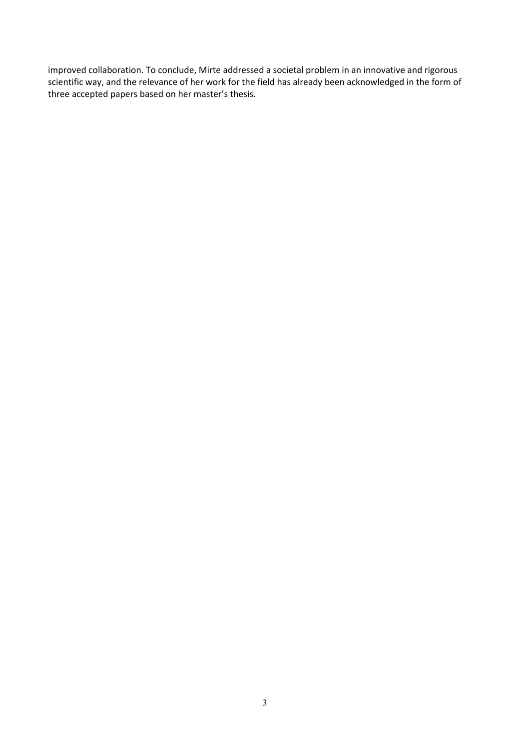improved collaboration. To conclude, Mirte addressed a societal problem in an innovative and rigorous scientific way, and the relevance of her work for the field has already been acknowledged in the form of three accepted papers based on her master's thesis.